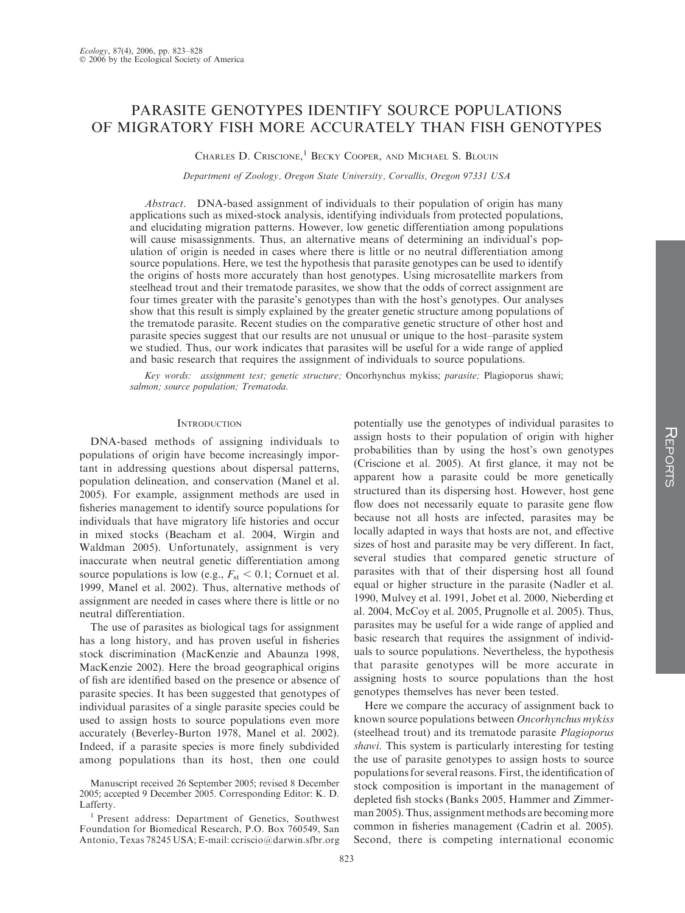# PARASITE GENOTYPES IDENTIFY SOURCE POPULATIONS OF MIGRATORY FISH MORE ACCURATELY THAN FISH GENOTYPES

Charles D. Criscione,[1] Becky Cooper, and Michael S. Blouin

*Department of Zoology, Oregon State University, Corvallis, Oregon 97331 USA*

*Abstract*. DNA-based assignment of individuals to their population of origin has many applications such as mixed-stock analysis, identifying individuals from protected populations, and elucidating migration patterns. However, low genetic differentiation among populations will cause misassignments. Thus, an alternative means of determining an individual's population of origin is needed in cases where there is little or no neutral differentiation among source populations. Here, we test the hypothesis that parasite genotypes can be used to identify the origins of hosts more accurately than host genotypes. Using microsatellite markers from steelhead trout and their trematode parasites, we show that the odds of correct assignment are four times greater with the parasite's genotypes than with the host's genotypes. Our analyses show that this result is simply explained by the greater genetic structure among populations of the trematode parasite. Recent studies on the comparative genetic structure of other host and parasite species suggest that our results are not unusual or unique to the host–parasite system we studied. Thus, our work indicates that parasites will be useful for a wide range of applied and basic research that requires the assignment of individuals to source populations.

*Key words: assignment test; genetic structure;* Oncorhynchus mykiss*; parasite;* Plagioporus shawi*; salmon; source population; Trematoda.*

## Introduction

DNA-based methods of assigning individuals to populations of origin have become increasingly important in addressing questions about dispersal patterns, population delineation, and conservation (Manel et al. 2005). For example, assignment methods are used in fisheries management to identify source populations for individuals that have migratory life histories and occur in mixed stocks (Beacham et al. 2004, Wirgin and Waldman 2005). Unfortunately, assignment is very inaccurate when neutral genetic differentiation among source populations is low (e.g., $F_{st} < 0.1$; Cornuet et al. 1999, Manel et al. 2002). Thus, alternative methods of assignment are needed in cases where there is little or no neutral differentiation.

The use of parasites as biological tags for assignment has a long history, and has proven useful in fisheries stock discrimination (MacKenzie and Abaunza 1998, MacKenzie 2002). Here the broad geographical origins of fish are identified based on the presence or absence of parasite species. It has been suggested that genotypes of individual parasites of a single parasite species could be used to assign hosts to source populations even more accurately (Beverley-Burton 1978, Manel et al. 2002). Indeed, if a parasite species is more finely subdivided among populations than its host, then one could potentially use the genotypes of individual parasites to assign hosts to their population of origin with higher probabilities than by using the host's own genotypes (Criscione et al. 2005). At first glance, it may not be apparent how a parasite could be more genetically structured than its dispersing host. However, host gene flow does not necessarily equate to parasite gene flow because not all hosts are infected, parasites may be locally adapted in ways that hosts are not, and effective sizes of host and parasite may be very different. In fact, several studies that compared genetic structure of parasites with that of their dispersing host all found equal or higher structure in the parasite (Nadler et al. 1990, Mulvey et al. 1991, Jobet et al. 2000, Nieberding et al. 2004, McCoy et al. 2005, Prugnolle et al. 2005). Thus, parasites may be useful for a wide range of applied and basic research that requires the assignment of individuals to source populations. Nevertheless, the hypothesis that parasite genotypes will be more accurate in assigning hosts to source populations than the host genotypes themselves has never been tested.

Here we compare the accuracy of assignment back to known source populations between *Oncorhynchus mykiss* (steelhead trout) and its trematode parasite *Plagioporus shawi*. This system is particularly interesting for testing the use of parasite genotypes to assign hosts to source populations for several reasons. First, the identification of stock composition is important in the management of depleted fish stocks (Banks 2005, Hammer and Zimmerman 2005). Thus, assignment methods are becoming more common in fisheries management (Cadrin et al. 2005). Second, there is competing international economic

Manuscript received 26 September 2005; revised 8 December 2005; accepted 9 December 2005. Corresponding Editor: K. D. Lafferty.

[1] Present address: Department of Genetics, Southwest Foundation for Biomedical Research, P.O. Box 760549, San Antonio, Texas 78245 USA; E-mail: ccriscio@darwin.sfbr.org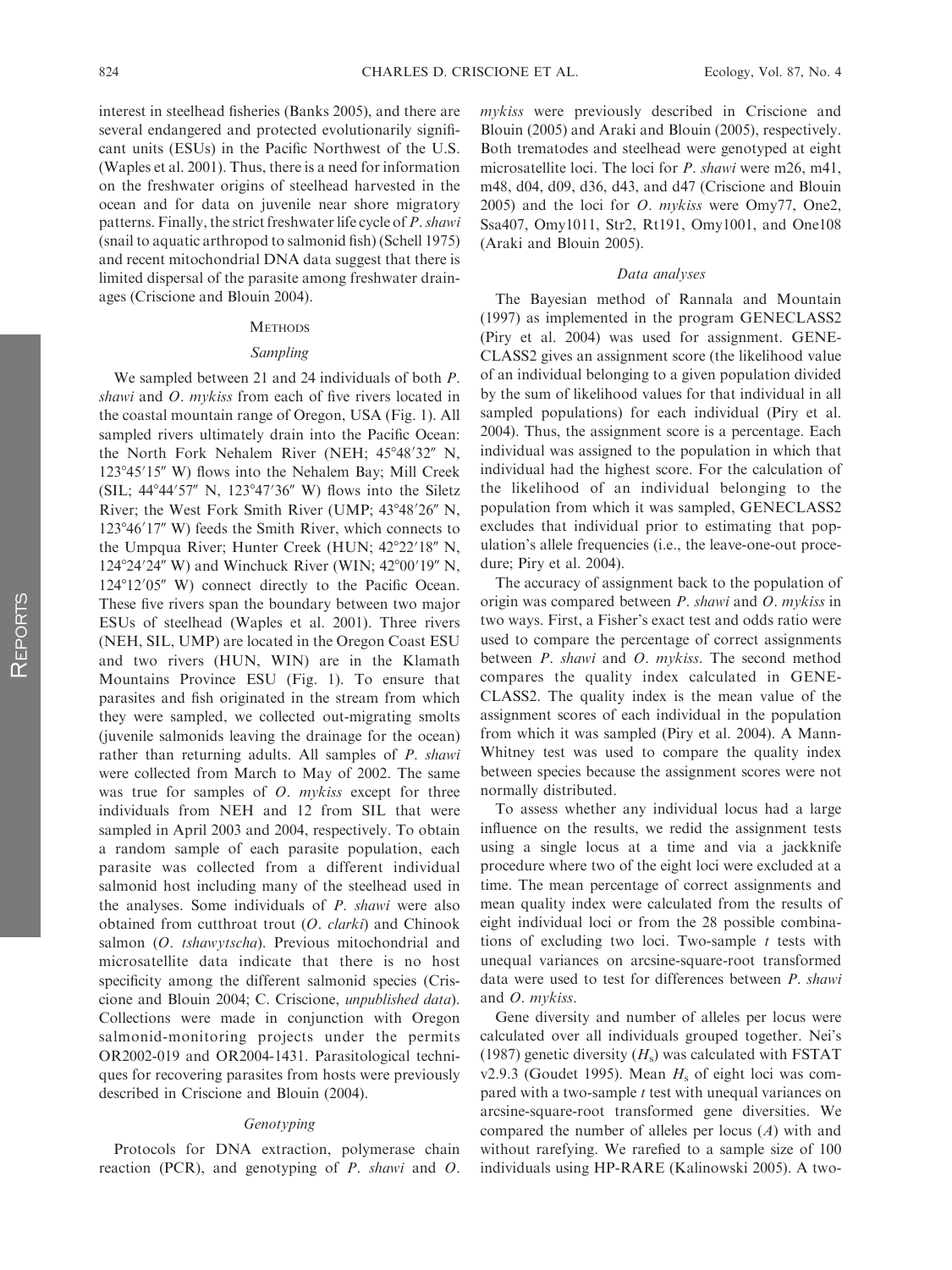interest in steelhead fisheries (Banks 2005), and there are several endangered and protected evolutionarily significant units (ESUs) in the Pacific Northwest of the U.S. (Waples et al. 2001). Thus, there is a need for information on the freshwater origins of steelhead harvested in the ocean and for data on juvenile near shore migratory patterns. Finally, the strict freshwater life cycle of *P. shawi* (snail to aquatic arthropod to salmonid fish) (Schell 1975) and recent mitochondrial DNA data suggest that there is limited dispersal of the parasite among freshwater drainages (Criscione and Blouin 2004).

## Methods

### Sampling

We sampled between 21 and 24 individuals of both *P. shawi* and *O. mykiss* from each of five rivers located in the coastal mountain range of Oregon, USA (Fig. 1). All sampled rivers ultimately drain into the Pacific Ocean: the North Fork Nehalem River (NEH; 45°48′32″ N, 123°45′15″ W) flows into the Nehalem Bay; Mill Creek (SIL; 44°44′57″ N, 123°47′36″ W) flows into the Siletz River; the West Fork Smith River (UMP; 43°48′26″ N, 123°46′17″ W) feeds the Smith River, which connects to the Umpqua River; Hunter Creek (HUN; 42°22′18″ N, 124°24′24″ W) and Winchuck River (WIN; 42°00′19″ N, 124°12′05″ W) connect directly to the Pacific Ocean. These five rivers span the boundary between two major ESUs of steelhead (Waples et al. 2001). Three rivers (NEH, SIL, UMP) are located in the Oregon Coast ESU and two rivers (HUN, WIN) are in the Klamath Mountains Province ESU (Fig. 1). To ensure that parasites and fish originated in the stream from which they were sampled, we collected out-migrating smolts (juvenile salmonids leaving the drainage for the ocean) rather than returning adults. All samples of *P. shawi* were collected from March to May of 2002. The same was true for samples of *O. mykiss* except for three individuals from NEH and 12 from SIL that were sampled in April 2003 and 2004, respectively. To obtain a random sample of each parasite population, each parasite was collected from a different individual salmonid host including many of the steelhead used in the analyses. Some individuals of *P. shawi* were also obtained from cutthroat trout (*O. clarki*) and Chinook salmon (*O. tshawytscha*). Previous mitochondrial and microsatellite data indicate that there is no host specificity among the different salmonid species (Criscione and Blouin 2004; C. Criscione, *unpublished data*). Collections were made in conjunction with Oregon salmonid-monitoring projects under the permits OR2002-019 and OR2004-1431. Parasitological techniques for recovering parasites from hosts were previously described in Criscione and Blouin (2004).

### Genotyping

Protocols for DNA extraction, polymerase chain reaction (PCR), and genotyping of *P. shawi* and *O. mykiss* were previously described in Criscione and Blouin (2005) and Araki and Blouin (2005), respectively. Both trematodes and steelhead were genotyped at eight microsatellite loci. The loci for *P. shawi* were m26, m41, m48, d04, d09, d36, d43, and d47 (Criscione and Blouin 2005) and the loci for *O. mykiss* were Omy77, One2, Ssa407, Omy1011, Str2, Rt191, Omy1001, and One108 (Araki and Blouin 2005).

### Data analyses

The Bayesian method of Rannala and Mountain (1997) as implemented in the program GENECLASS2 (Piry et al. 2004) was used for assignment. GENECLASS2 gives an assignment score (the likelihood value of an individual belonging to a given population divided by the sum of likelihood values for that individual in all sampled populations) for each individual (Piry et al. 2004). Thus, the assignment score is a percentage. Each individual was assigned to the population in which that individual had the highest score. For the calculation of the likelihood of an individual belonging to the population from which it was sampled, GENECLASS2 excludes that individual prior to estimating that population's allele frequencies (i.e., the leave-one-out procedure; Piry et al. 2004).

The accuracy of assignment back to the population of origin was compared between *P. shawi* and *O. mykiss* in two ways. First, a Fisher's exact test and odds ratio were used to compare the percentage of correct assignments between *P. shawi* and *O. mykiss*. The second method compares the quality index calculated in GENECLASS2. The quality index is the mean value of the assignment scores of each individual in the population from which it was sampled (Piry et al. 2004). A Mann-Whitney test was used to compare the quality index between species because the assignment scores were not normally distributed.

To assess whether any individual locus had a large influence on the results, we redid the assignment tests using a single locus at a time and via a jackknife procedure where two of the eight loci were excluded at a time. The mean percentage of correct assignments and mean quality index were calculated from the results of eight individual loci or from the 28 possible combinations of excluding two loci. Two-sample *t* tests with unequal variances on arcsine-square-root transformed data were used to test for differences between *P. shawi* and *O. mykiss*.

Gene diversity and number of alleles per locus were calculated over all individuals grouped together. Nei's (1987) genetic diversity ($H_s$) was calculated with FSTAT v2.9.3 (Goudet 1995). Mean $H_s$ of eight loci was compared with a two-sample *t* test with unequal variances on arcsine-square-root transformed gene diversities. We compared the number of alleles per locus ($A$) with and without rarefying. We rarefied to a sample size of 100 individuals using HP-RARE (Kalinowski 2005). A two-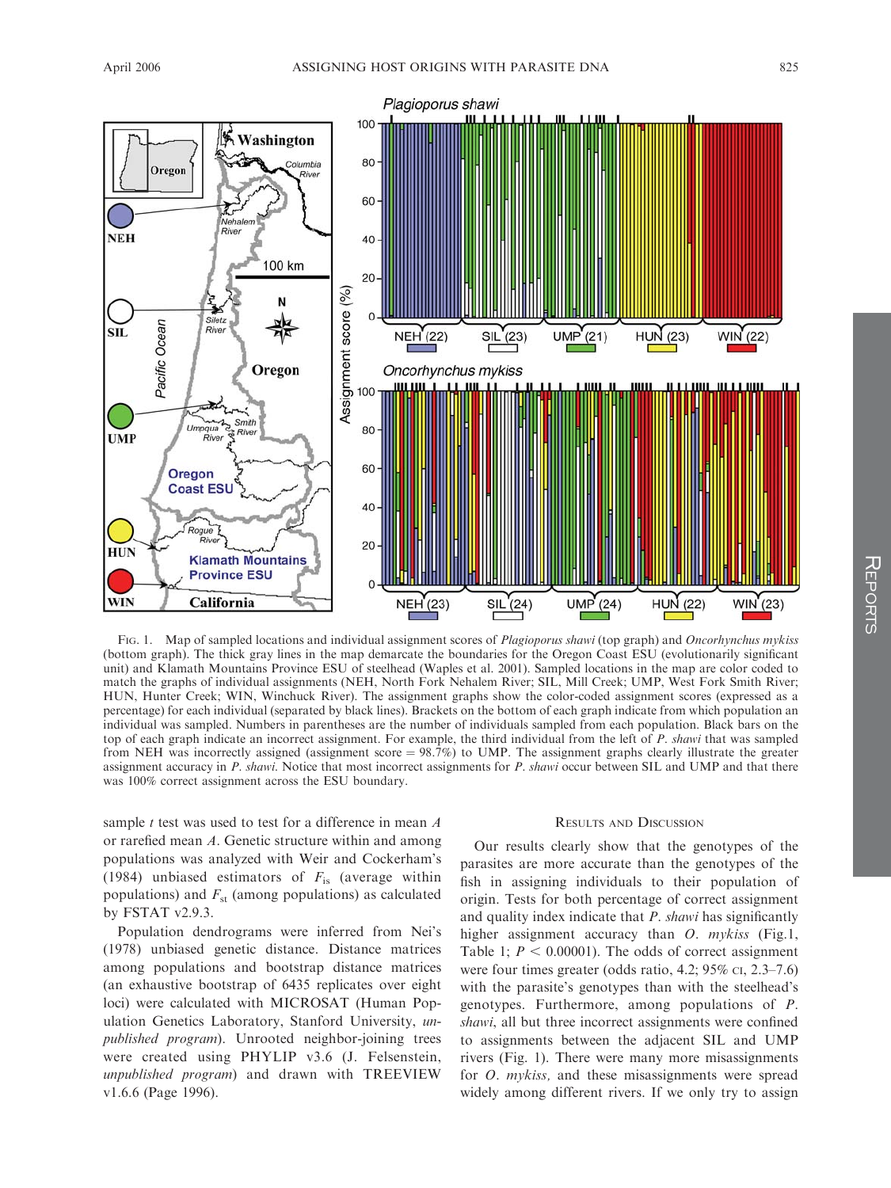FIG. 1. Map of sampled locations and individual assignment scores of *Plagioporus shawi* (top graph) and *Oncorhynchus mykiss* (bottom graph). The thick gray lines in the map demarcate the boundaries for the Oregon Coast ESU (evolutionarily significant unit) and Klamath Mountains Province ESU of steelhead (Waples et al. 2001). Sampled locations in the map are color coded to match the graphs of individual assignments (NEH, North Fork Nehalem River; SIL, Mill Creek; UMP, West Fork Smith River; HUN, Hunter Creek; WIN, Winchuck River). The assignment graphs show the color-coded assignment scores (expressed as a percentage) for each individual (separated by black lines). Brackets on the bottom of each graph indicate from which population an individual was sampled. Numbers in parentheses are the number of individuals sampled from each population. Black bars on the top of each graph indicate an incorrect assignment. For example, the third individual from the left of *P. shawi* that was sampled from NEH was incorrectly assigned (assignment score = 98.7%) to UMP. The assignment graphs clearly illustrate the greater assignment accuracy in *P. shawi*. Notice that most incorrect assignments for *P. shawi* occur between SIL and UMP and that there was 100% correct assignment across the ESU boundary.

sample *t* test was used to test for a difference in mean *A* or rarefied mean *A*. Genetic structure within and among populations was analyzed with Weir and Cockerham's (1984) unbiased estimators of $F_{is}$ (average within populations) and $F_{st}$ (among populations) as calculated by FSTAT v2.9.3.

Population dendrograms were inferred from Nei's (1978) unbiased genetic distance. Distance matrices among populations and bootstrap distance matrices (an exhaustive bootstrap of 6435 replicates over eight loci) were calculated with MICROSAT (Human Population Genetics Laboratory, Stanford University, *unpublished program*). Unrooted neighbor-joining trees were created using PHYLIP v3.6 (J. Felsenstein, *unpublished program*) and drawn with TREEVIEW v1.6.6 (Page 1996).

## RESULTS AND DISCUSSION

Our results clearly show that the genotypes of the parasites are more accurate than the genotypes of the fish in assigning individuals to their population of origin. Tests for both percentage of correct assignment and quality index indicate that *P. shawi* has significantly higher assignment accuracy than *O. mykiss* (Fig.1, Table 1; $P < 0.00001$). The odds of correct assignment were four times greater (odds ratio, 4.2; 95% CI, 2.3–7.6) with the parasite's genotypes than with the steelhead's genotypes. Furthermore, among populations of *P. shawi*, all but three incorrect assignments were confined to assignments between the adjacent SIL and UMP rivers (Fig. 1). There were many more misassignments for *O. mykiss,* and these misassignments were spread widely among different rivers. If we only try to assign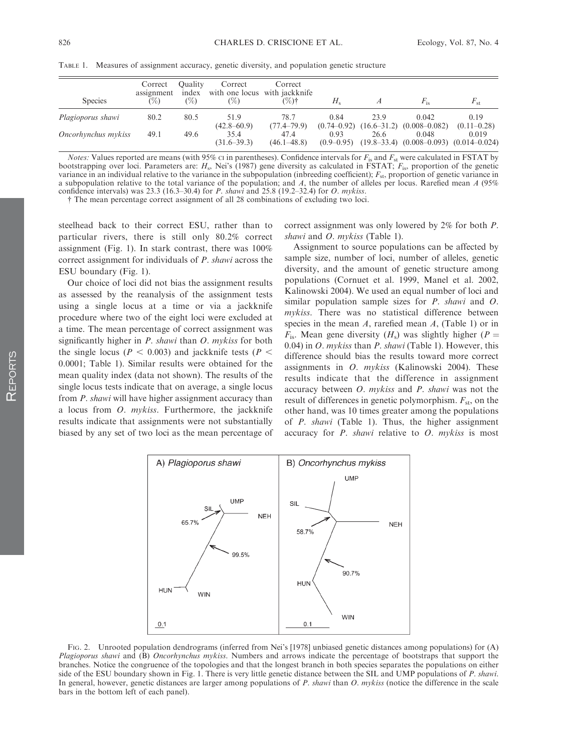TABLE 1. Measures of assignment accuracy, genetic diversity, and population genetic structure

| Species | Correct assignment (%) | Quality index (%) | Correct with one locus (%) | Correct with jackknife (%)† | $H_s$ | $A$ | $F_{is}$ | $F_{st}$ |
|---|---|---|---|---|---|---|---|---|
| *Plagioporus shawi* | 80.2 | 80.5 | 51.9 (42.8–60.9) | 78.7 (77.4–79.9) | 0.84 (0.74–0.92) | 23.9 (16.6–31.2) | 0.042 (0.008–0.082) | 0.19 (0.11–0.28) |
| *Oncorhynchus mykiss* | 49.1 | 49.6 | 35.4 (31.6–39.3) | 47.4 (46.1–48.8) | 0.93 (0.9–0.95) | 26.6 (19.8–33.4) | 0.048 (0.008–0.093) | 0.019 (0.014–0.024) |

*Notes:* Values reported are means (with 95% CI in parentheses). Confidence intervals for $F_{is}$ and $F_{st}$ were calculated in FSTAT by bootstrapping over loci. Parameters are: $H_s$, Nei's (1987) gene diversity as calculated in FSTAT; $F_{is}$, proportion of the genetic variance in an individual relative to the variance in the subpopulation (inbreeding coefficient); $F_{st}$, proportion of genetic variance in a subpopulation relative to the total variance of the population; and $A$, the number of alleles per locus. Rarefied mean $A$ (95% confidence intervals) was 23.3 (16.3–30.4) for *P. shawi* and 25.8 (19.2–32.4) for *O. mykiss*.

† The mean percentage correct assignment of all 28 combinations of excluding two loci.

steelhead back to their correct ESU, rather than to particular rivers, there is still only 80.2% correct assignment (Fig. 1). In stark contrast, there was 100% correct assignment for individuals of *P. shawi* across the ESU boundary (Fig. 1).

Our choice of loci did not bias the assignment results as assessed by the reanalysis of the assignment tests using a single locus at a time or via a jackknife procedure where two of the eight loci were excluded at a time. The mean percentage of correct assignment was significantly higher in *P. shawi* than *O. mykiss* for both the single locus ($P < 0.003$) and jackknife tests ($P < 0.0001$; Table 1). Similar results were obtained for the mean quality index (data not shown). The results of the single locus tests indicate that on average, a single locus from *P. shawi* will have higher assignment accuracy than a locus from *O. mykiss*. Furthermore, the jackknife results indicate that assignments were not substantially biased by any set of two loci as the mean percentage of correct assignment was only lowered by 2% for both *P. shawi* and *O. mykiss* (Table 1).

Assignment to source populations can be affected by sample size, number of loci, number of alleles, genetic diversity, and the amount of genetic structure among populations (Cornuet et al. 1999, Manel et al. 2002, Kalinowski 2004). We used an equal number of loci and similar population sample sizes for *P. shawi* and *O. mykiss*. There was no statistical difference between species in the mean $A$, rarefied mean $A$, (Table 1) or in $F_{is}$. Mean gene diversity ($H_s$) was slightly higher ($P = 0.04$) in *O. mykiss* than *P. shawi* (Table 1). However, this difference should bias the results toward more correct assignments in *O. mykiss* (Kalinowski 2004). These results indicate that the difference in assignment accuracy between *O. mykiss* and *P. shawi* was not the result of differences in genetic polymorphism. $F_{st}$, on the other hand, was 10 times greater among the populations of *P. shawi* (Table 1). Thus, the higher assignment accuracy for *P. shawi* relative to *O. mykiss* is most

FIG. 2. Unrooted population dendrograms (inferred from Nei's [1978] unbiased genetic distances among populations) for (A) *Plagioporus shawi* and (B) *Oncorhynchus mykiss*. Numbers and arrows indicate the percentage of bootstraps that support the branches. Notice the congruence of the topologies and that the longest branch in both species separates the populations on either side of the ESU boundary shown in Fig. 1. There is very little genetic distance between the SIL and UMP populations of *P. shawi*. In general, however, genetic distances are larger among populations of *P. shawi* than *O. mykiss* (notice the difference in the scale bars in the bottom left of each panel).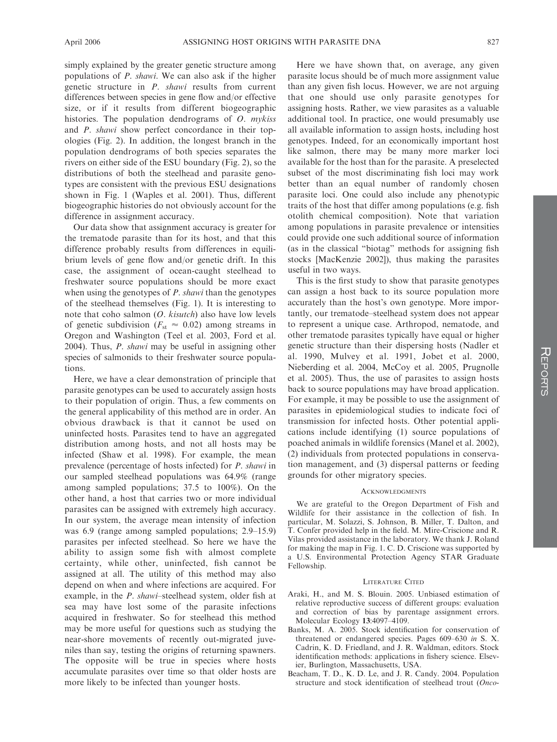simply explained by the greater genetic structure among populations of *P. shawi*. We can also ask if the higher genetic structure in *P. shawi* results from current differences between species in gene flow and/or effective size, or if it results from different biogeographic histories. The population dendrograms of *O. mykiss* and *P. shawi* show perfect concordance in their topologies (Fig. 2). In addition, the longest branch in the population dendrograms of both species separates the rivers on either side of the ESU boundary (Fig. 2), so the distributions of both the steelhead and parasite genotypes are consistent with the previous ESU designations shown in Fig. 1 (Waples et al. 2001). Thus, different biogeographic histories do not obviously account for the difference in assignment accuracy.

Our data show that assignment accuracy is greater for the trematode parasite than for its host, and that this difference probably results from differences in equilibrium levels of gene flow and/or genetic drift. In this case, the assignment of ocean-caught steelhead to freshwater source populations should be more exact when using the genotypes of *P. shawi* than the genotypes of the steelhead themselves (Fig. 1). It is interesting to note that coho salmon (*O. kisutch*) also have low levels of genetic subdivision ($F_{st} \approx 0.02$) among streams in Oregon and Washington (Teel et al. 2003, Ford et al. 2004). Thus, *P. shawi* may be useful in assigning other species of salmonids to their freshwater source populations.

Here, we have a clear demonstration of principle that parasite genotypes can be used to accurately assign hosts to their population of origin. Thus, a few comments on the general applicability of this method are in order. An obvious drawback is that it cannot be used on uninfected hosts. Parasites tend to have an aggregated distribution among hosts, and not all hosts may be infected (Shaw et al. 1998). For example, the mean prevalence (percentage of hosts infected) for *P. shawi* in our sampled steelhead populations was 64.9% (range among sampled populations; 37.5 to 100%). On the other hand, a host that carries two or more individual parasites can be assigned with extremely high accuracy. In our system, the average mean intensity of infection was 6.9 (range among sampled populations; 2.9–15.9) parasites per infected steelhead. So here we have the ability to assign some fish with almost complete certainty, while other, uninfected, fish cannot be assigned at all. The utility of this method may also depend on when and where infections are acquired. For example, in the *P. shawi*–steelhead system, older fish at sea may have lost some of the parasite infections acquired in freshwater. So for steelhead this method may be more useful for questions such as studying the near-shore movements of recently out-migrated juveniles than say, testing the origins of returning spawners. The opposite will be true in species where hosts accumulate parasites over time so that older hosts are more likely to be infected than younger hosts.

Here we have shown that, on average, any given parasite locus should be of much more assignment value than any given fish locus. However, we are not arguing that one should use only parasite genotypes for assigning hosts. Rather, we view parasites as a valuable additional tool. In practice, one would presumably use all available information to assign hosts, including host genotypes. Indeed, for an economically important host like salmon, there may be many more marker loci available for the host than for the parasite. A preselected subset of the most discriminating fish loci may work better than an equal number of randomly chosen parasite loci. One could also include any phenotypic traits of the host that differ among populations (e.g. fish otolith chemical composition). Note that variation among populations in parasite prevalence or intensities could provide one such additional source of information (as in the classical "biotag" methods for assigning fish stocks [MacKenzie 2002]), thus making the parasites useful in two ways.

This is the first study to show that parasite genotypes can assign a host back to its source population more accurately than the host's own genotype. More importantly, our trematode–steelhead system does not appear to represent a unique case. Arthropod, nematode, and other trematode parasites typically have equal or higher genetic structure than their dispersing hosts (Nadler et al. 1990, Mulvey et al. 1991, Jobet et al. 2000, Nieberding et al. 2004, McCoy et al. 2005, Prugnolle et al. 2005). Thus, the use of parasites to assign hosts back to source populations may have broad application. For example, it may be possible to use the assignment of parasites in epidemiological studies to indicate foci of transmission for infected hosts. Other potential applications include identifying (1) source populations of poached animals in wildlife forensics (Manel et al. 2002), (2) individuals from protected populations in conservation management, and (3) dispersal patterns or feeding grounds for other migratory species.

## Acknowledgments

We are grateful to the Oregon Department of Fish and Wildlife for their assistance in the collection of fish. In particular, M. Solazzi, S. Johnson, B. Miller, T. Dalton, and T. Confer provided help in the field. M. Mire-Criscione and R. Vilas provided assistance in the laboratory. We thank J. Roland for making the map in Fig. 1. C. D. Criscione was supported by a U.S. Environmental Protection Agency STAR Graduate Fellowship.

## Literature Cited

Araki, H., and M. S. Blouin. 2005. Unbiased estimation of relative reproductive success of different groups: evaluation and correction of bias by parentage assignment errors. Molecular Ecology **13**:4097–4109.

Banks, M. A. 2005. Stock identification for conservation of threatened or endangered species. Pages 609–630 *in* S. X. Cadrin, K. D. Friedland, and J. R. Waldman, editors. Stock identification methods: applications in fishery science. Elsevier, Burlington, Massachusetts, USA.

Beacham, T. D., K. D. Le, and J. R. Candy. 2004. Population structure and stock identification of steelhead trout (*Onco-*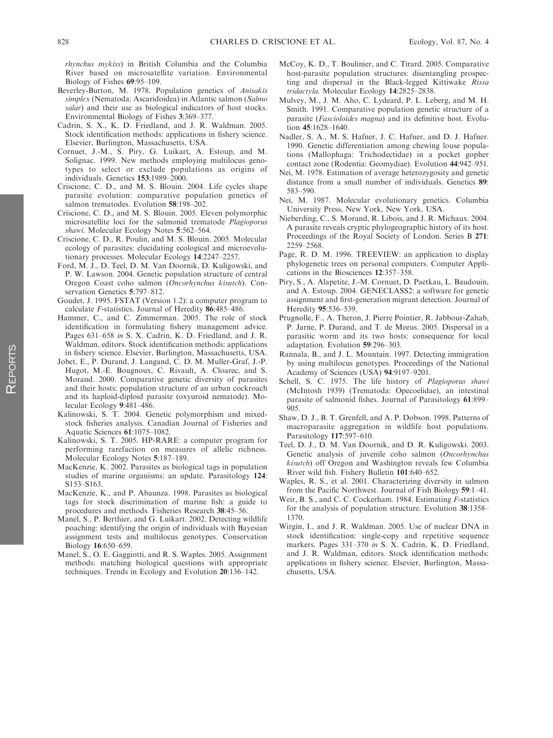rhynchus mykiss*) in British Columbia and the Columbia River based on microsatellite variation. Environmental Biology of Fishes **69**:95–109.

Beverley-Burton, M. 1978. Population genetics of *Anisakis simplex* (Nematoda: Ascaridoidea) in Atlantic salmon (*Salmo salar*) and their use as biological indicators of host stocks. Environmental Biology of Fishes **3**:369–377.

Cadrin, S. X., K. D. Friedland, and J. R. Waldman. 2005. Stock identification methods: applications in fishery science. Elsevier, Burlington, Massachusetts, USA.

Cornuet, J.-M., S. Piry, G. Luikart, A. Estoup, and M. Solignac. 1999. New methods employing multilocus genotypes to select or exclude populations as origins of individuals. Genetics **153**:1989–2000.

Criscione, C. D., and M. S. Blouin. 2004. Life cycles shape parasite evolution: comparative population genetics of salmon trematodes. Evolution **58**:198–202.

Criscione, C. D., and M. S. Blouin. 2005. Eleven polymorphic microsatellite loci for the salmonid trematode *Plagioporus shawi*. Molecular Ecology Notes **5**:562–564.

Criscione, C. D., R. Poulin, and M. S. Blouin. 2005. Molecular ecology of parasites: elucidating ecological and microevolutionary processes. Molecular Ecology **14**:2247–2257.

Ford, M. J., D. Teel, D. M. Van Doornik, D. Kuligowski, and P. W. Lawson. 2004. Genetic population structure of central Oregon Coast coho salmon (*Oncorhynchus kisutch*). Conservation Genetics **5**:797–812.

Goudet, J. 1995. FSTAT (Version 1.2): a computer program to calculate *F*-statistics. Journal of Heredity **86**:485–486.

Hammer, C., and C. Zimmerman. 2005. The role of stock identification in formulating fishery management advice. Pages 631–658 *in* S. X. Cadrin, K. D. Friedland, and J. R. Waldman, editors. Stock identification methods: applications in fishery science. Elsevier, Burlington, Massachusetts, USA.

Jobet, E., P. Durand, J. Langand, C. D. M. Muller-Graf, J.-P. Hugot, M.-E. Bougnoux, C. Rivault, A. Cloarec, and S. Morand. 2000. Comparative genetic diversity of parasites and their hosts: population structure of an urban cockroach and its haploid-diploid parasite (oxyuroid nematode). Molecular Ecology **9**:481–486.

Kalinowski, S. T. 2004. Genetic polymorphism and mixed-stock fisheries analysis. Canadian Journal of Fisheries and Aquatic Sciences **61**:1075–1082.

Kalinowski, S. T. 2005. HP-RARE: a computer program for performing rarefaction on measures of allelic richness. Molecular Ecology Notes **5**:187–189.

MacKenzie, K. 2002. Parasites as biological tags in population studies of marine organisms: an update. Parasitology **124**: S153–S163.

MacKenzie, K., and P. Abaunza. 1998. Parasites as biological tags for stock discrimination of marine fish: a guide to procedures and methods. Fisheries Research **38**:45–56.

Manel, S., P. Berthier, and G. Luikart. 2002. Detecting wildlife poaching: identifying the origin of individuals with Bayesian assignment tests and multilocus genotypes. Conservation Biology **16**:650–659.

Manel, S., O. E. Gaggiotti, and R. S. Waples. 2005. Assignment methods: matching biological questions with appropriate techniques. Trends in Ecology and Evolution **20**:136–142.

McCoy, K. D., T. Boulinier, and C. Tirard. 2005. Comparative host-parasite population structures: disentangling prospecting and dispersal in the Black-legged Kittiwake *Rissa tridactyla*. Molecular Ecology **14**:2825–2838.

Mulvey, M., J. M. Aho, C. Lydeard, P. L. Leberg, and M. H. Smith. 1991. Comparative population genetic structure of a parasite (*Fascioloides magna*) and its definitive host. Evolution **45**:1628–1640.

Nadler, S. A., M. S. Hafner, J. C. Hafner, and D. J. Hafner. 1990. Genetic differentiation among chewing louse populations (Mallophaga: Trichodectidae) in a pocket gopher contact zone (Rodentia: Geomydiae). Evolution **44**:942–951.

Nei, M. 1978. Estimation of average heterozygosity and genetic distance from a small number of individuals. Genetics **89**: 583–590.

Nei, M. 1987. Molecular evolutionary genetics. Columbia University Press, New York, New York, USA.

Nieberding, C., S. Morand, R. Libois, and J. R. Michaux. 2004. A parasite reveals cryptic phylogeographic history of its host. Proceedings of the Royal Society of London. Series B **271**: 2259–2568.

Page, R. D. M. 1996. TREEVIEW: an application to display phylogenetic trees on personal computers. Computer Applications in the Biosciences **12**:357–358.

Piry, S., A. Alapetite, J.-M. Cornuet, D. Paetkau, L. Baudouin, and A. Estoup. 2004. GENECLASS2: a software for genetic assignment and first-generation migrant detection. Journal of Heredity **95**:536–539.

Prugnolle, F., A. Theron, J. Pierre Pointier, R. Jabbour-Zahab, P. Jarne, P. Durand, and T. de Meeus. 2005. Dispersal in a parasitic worm and its two hosts: consequence for local adaptation. Evolution **59**:296–303.

Rannala, B., and J. L. Mountain. 1997. Detecting immigration by using multilocus genotypes. Proceedings of the National Academy of Sciences (USA) **94**:9197–9201.

Schell, S. C. 1975. The life history of *Plagioporus shawi* (McIntosh 1939) (Trematoda: Opecoelidae), an intestinal parasite of salmonid fishes. Journal of Parasitology **61**:899–905.

Shaw, D. J., B. T. Grenfell, and A. P. Dobson. 1998. Patterns of macroparasite aggregation in wildlife host populations. Parasitology **117**:597–610.

Teel, D. J., D. M. Van Doornik, and D. R. Kuligowski. 2003. Genetic analysis of juvenile coho salmon (*Oncorhynchus kisutch*) off Oregon and Washington reveals few Columbia River wild fish. Fishery Bulletin **101**:640–652.

Waples, R. S., et al. 2001. Characterizing diversity in salmon from the Pacific Northwest. Journal of Fish Biology **59**:1–41.

Weir, B. S., and C. C. Cockerham. 1984. Estimating *F*-statistics for the analysis of population structure. Evolution **38**:1358–1370.

Wirgin, I., and J. R. Waldman. 2005. Use of nuclear DNA in stock identification: single-copy and repetitive sequence markers. Pages 331–370 *in* S. X. Cadrin, K. D. Friedland, and J. R. Waldman, editors. Stock identification methods: applications in fishery science. Elsevier, Burlington, Massachusetts, USA.